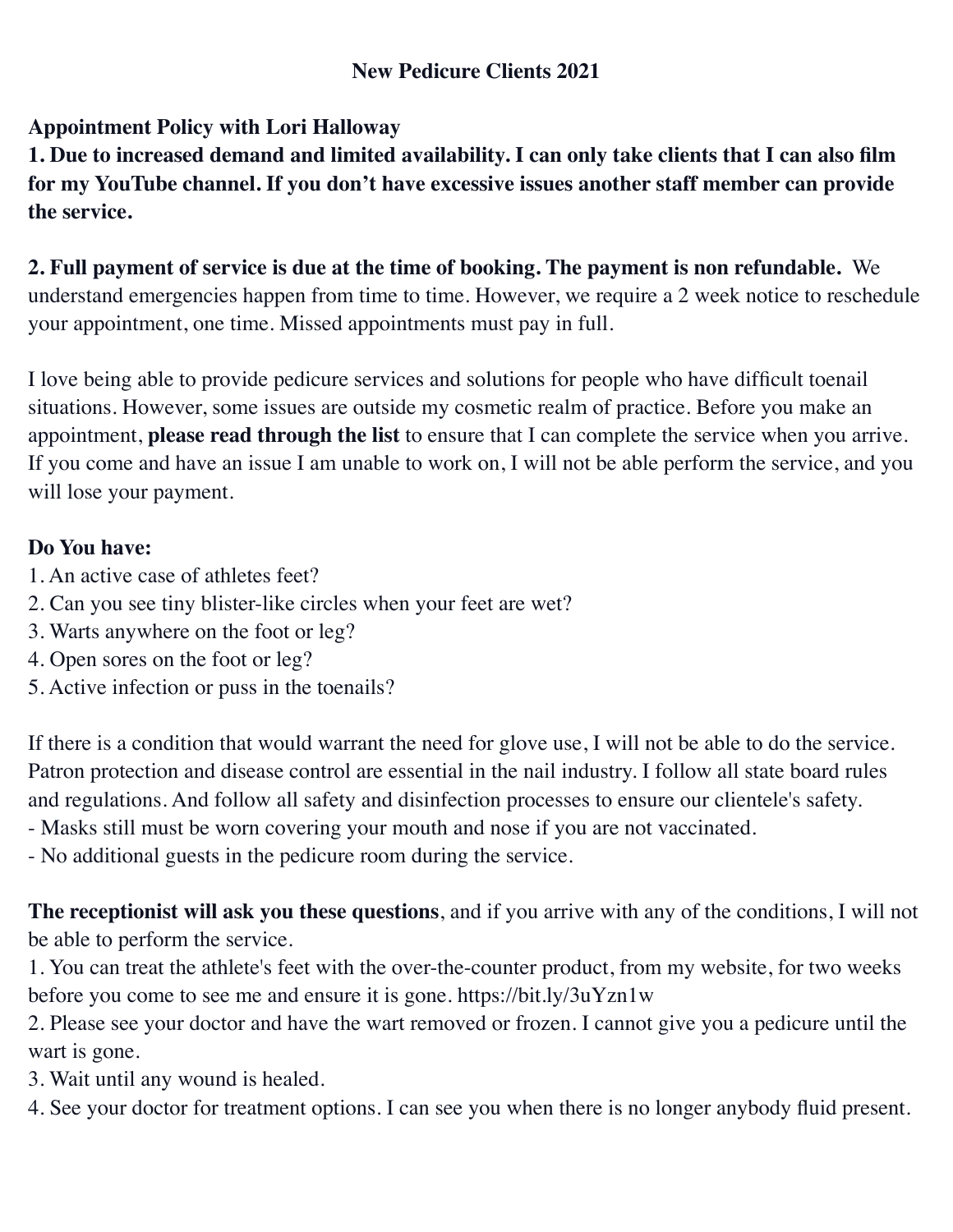**New Pedicure Clients 2021**

**Appointment Policy with Lori Halloway**

**1. Due to increased demand and limited availability. I can only take clients that I can also film for my YouTube channel. If you don't have excessive issues another staff member can provide the service.**

**2. Full payment of service is due at the time of booking. The payment is non refundable.** We understand emergencies happen from time to time. However, we require a 2 week notice to reschedule your appointment, one time. Missed appointments must pay in full.

I love being able to provide pedicure services and solutions for people who have difficult toenail situations. However, some issues are outside my cosmetic realm of practice. Before you make an appointment, **please read through the list** to ensure that I can complete the service when you arrive. If you come and have an issue I am unable to work on, I will not be able perform the service, and you will lose your payment.

**Do You have:**

1. An active case of athletes feet?
2. Can you see tiny blister-like circles when your feet are wet?
3. Warts anywhere on the foot or leg?
4. Open sores on the foot or leg?
5. Active infection or puss in the toenails?

If there is a condition that would warrant the need for glove use, I will not be able to do the service. Patron protection and disease control are essential in the nail industry. I follow all state board rules and regulations. And follow all safety and disinfection processes to ensure our clientele's safety.

- Masks still must be worn covering your mouth and nose if you are not vaccinated.
- No additional guests in the pedicure room during the service.

**The receptionist will ask you these questions**, and if you arrive with any of the conditions, I will not be able to perform the service.

1. You can treat the athlete's feet with the over-the-counter product, from my website, for two weeks before you come to see me and ensure it is gone. https://bit.ly/3uYzn1w
2. Please see your doctor and have the wart removed or frozen. I cannot give you a pedicure until the wart is gone.
3. Wait until any wound is healed.
4. See your doctor for treatment options. I can see you when there is no longer anybody fluid present.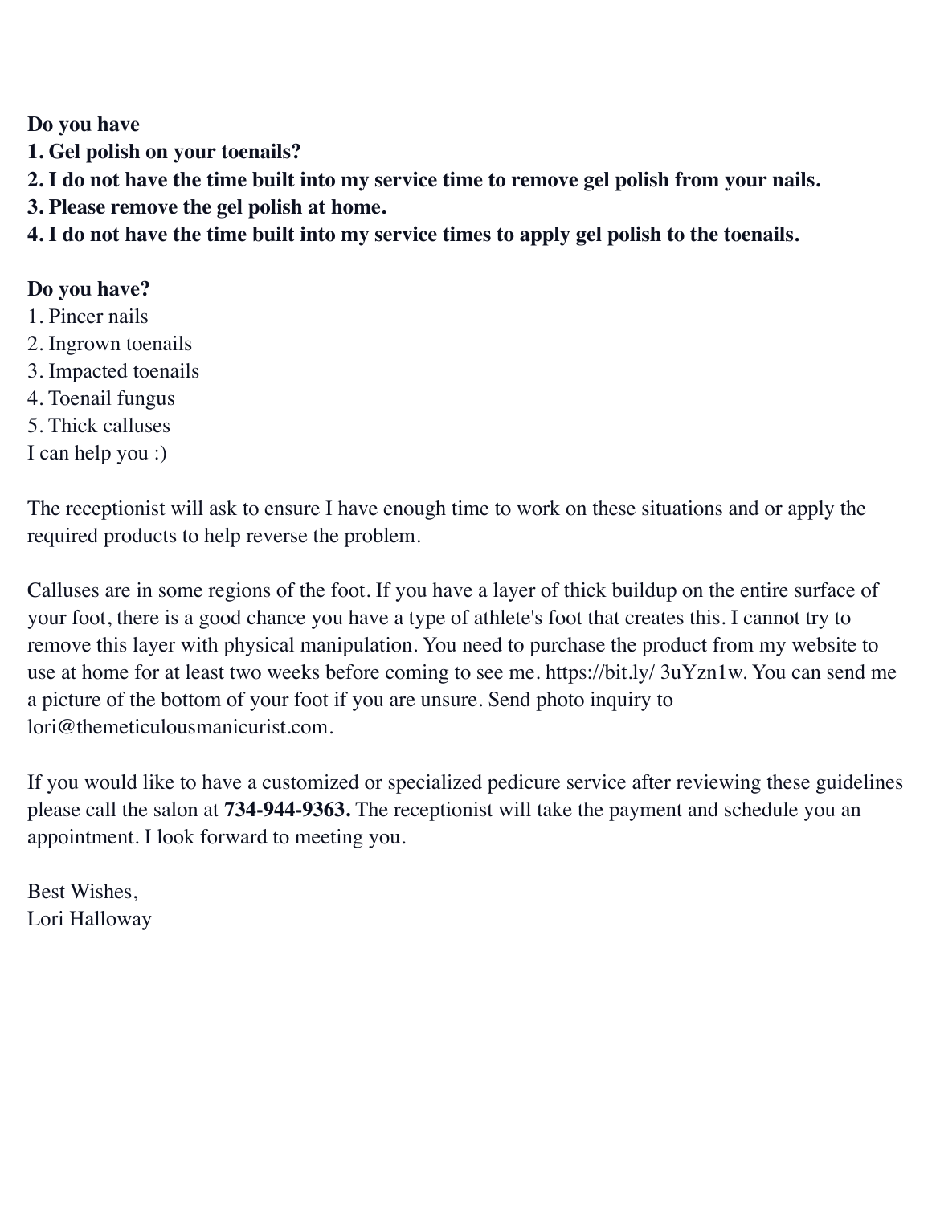**Do you have**
**1. Gel polish on your toenails?**
**2. I do not have the time built into my service time to remove gel polish from your nails.**
**3. Please remove the gel polish at home.**
**4. I do not have the time built into my service times to apply gel polish to the toenails.**

**Do you have?**
1. Pincer nails
2. Ingrown toenails
3. Impacted toenails
4. Toenail fungus
5. Thick calluses

I can help you :)

The receptionist will ask to ensure I have enough time to work on these situations and or apply the required products to help reverse the problem.

Calluses are in some regions of the foot. If you have a layer of thick buildup on the entire surface of your foot, there is a good chance you have a type of athlete's foot that creates this. I cannot try to remove this layer with physical manipulation. You need to purchase the product from my website to use at home for at least two weeks before coming to see me. https://bit.ly/ 3uYzn1w. You can send me a picture of the bottom of your foot if you are unsure. Send photo inquiry to lori@themeticulousmanicurist.com.

If you would like to have a customized or specialized pedicure service after reviewing these guidelines please call the salon at **734-944-9363.** The receptionist will take the payment and schedule you an appointment. I look forward to meeting you.

Best Wishes,
Lori Halloway